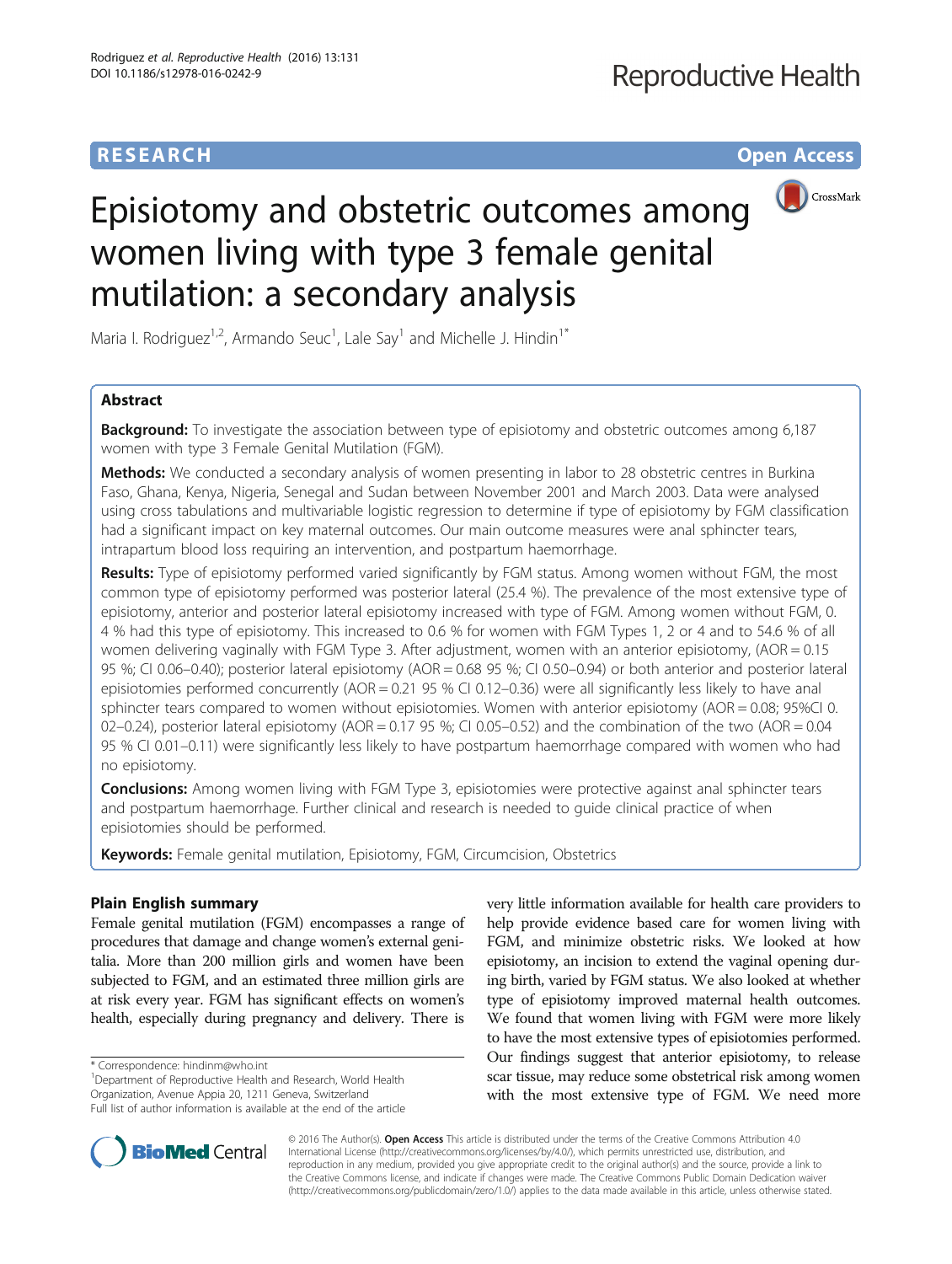RESEARCH Open Access

# Episiotomy and obstetric outcomes among women living with type 3 female genital mutilation: a secondary analysis

Maria I. Rodriguez[1,2], Armando Seuc[1], Lale Say[1] and Michelle J. Hindin[1*]

## Abstract

**Background:** To investigate the association between type of episiotomy and obstetric outcomes among 6,187 women with type 3 Female Genital Mutilation (FGM).

**Methods:** We conducted a secondary analysis of women presenting in labor to 28 obstetric centres in Burkina Faso, Ghana, Kenya, Nigeria, Senegal and Sudan between November 2001 and March 2003. Data were analysed using cross tabulations and multivariable logistic regression to determine if type of episiotomy by FGM classification had a significant impact on key maternal outcomes. Our main outcome measures were anal sphincter tears, intrapartum blood loss requiring an intervention, and postpartum haemorrhage.

**Results:** Type of episiotomy performed varied significantly by FGM status. Among women without FGM, the most common type of episiotomy performed was posterior lateral (25.4 %). The prevalence of the most extensive type of episiotomy, anterior and posterior lateral episiotomy increased with type of FGM. Among women without FGM, 0.4 % had this type of episiotomy. This increased to 0.6 % for women with FGM Types 1, 2 or 4 and to 54.6 % of all women delivering vaginally with FGM Type 3. After adjustment, women with an anterior episiotomy, (AOR = 0.15 95 %; CI 0.06–0.40); posterior lateral episiotomy (AOR = 0.68 95 %; CI 0.50–0.94) or both anterior and posterior lateral episiotomies performed concurrently (AOR = 0.21 95 % CI 0.12–0.36) were all significantly less likely to have anal sphincter tears compared to women without episiotomies. Women with anterior episiotomy (AOR = 0.08; 95%CI 0.02–0.24), posterior lateral episiotomy (AOR = 0.17 95 %; CI 0.05–0.52) and the combination of the two (AOR = 0.04 95 % CI 0.01–0.11) were significantly less likely to have postpartum haemorrhage compared with women who had no episiotomy.

**Conclusions:** Among women living with FGM Type 3, episiotomies were protective against anal sphincter tears and postpartum haemorrhage. Further clinical and research is needed to guide clinical practice of when episiotomies should be performed.

**Keywords:** Female genital mutilation, Episiotomy, FGM, Circumcision, Obstetrics

## Plain English summary

Female genital mutilation (FGM) encompasses a range of procedures that damage and change women's external genitalia. More than 200 million girls and women have been subjected to FGM, and an estimated three million girls are at risk every year. FGM has significant effects on women's health, especially during pregnancy and delivery. There is very little information available for health care providers to help provide evidence based care for women living with FGM, and minimize obstetric risks. We looked at how episiotomy, an incision to extend the vaginal opening during birth, varied by FGM status. We also looked at whether type of episiotomy improved maternal health outcomes. We found that women living with FGM were more likely to have the most extensive types of episiotomies performed. Our findings suggest that anterior episiotomy, to release scar tissue, may reduce some obstetrical risk among women with the most extensive type of FGM. We need more

\* Correspondence: hindinm@who.int

[1]Department of Reproductive Health and Research, World Health Organization, Avenue Appia 20, 1211 Geneva, Switzerland

Full list of author information is available at the end of the article

© 2016 The Author(s). **Open Access** This article is distributed under the terms of the Creative Commons Attribution 4.0 International License (http://creativecommons.org/licenses/by/4.0/), which permits unrestricted use, distribution, and reproduction in any medium, provided you give appropriate credit to the original author(s) and the source, provide a link to the Creative Commons license, and indicate if changes were made. The Creative Commons Public Domain Dedication waiver (http://creativecommons.org/publicdomain/zero/1.0/) applies to the data made available in this article, unless otherwise stated.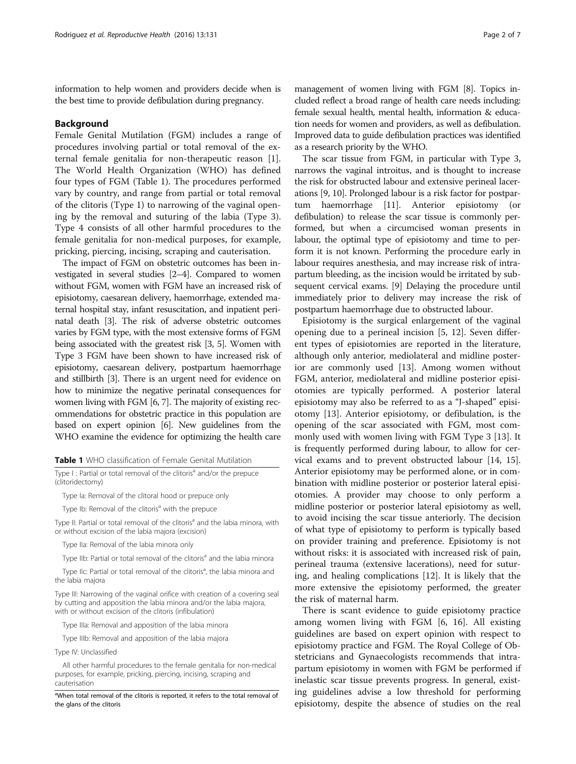information to help women and providers decide when is the best time to provide defibulation during pregnancy.

## Background

Female Genital Mutilation (FGM) includes a range of procedures involving partial or total removal of the external female genitalia for non-therapeutic reason [1]. The World Health Organization (WHO) has defined four types of FGM (Table 1). The procedures performed vary by country, and range from partial or total removal of the clitoris (Type 1) to narrowing of the vaginal opening by the removal and suturing of the labia (Type 3). Type 4 consists of all other harmful procedures to the female genitalia for non-medical purposes, for example, pricking, piercing, incising, scraping and cauterisation.

The impact of FGM on obstetric outcomes has been investigated in several studies [2–4]. Compared to women without FGM, women with FGM have an increased risk of episiotomy, caesarean delivery, haemorrhage, extended maternal hospital stay, infant resuscitation, and inpatient perinatal death [3]. The risk of adverse obstetric outcomes varies by FGM type, with the most extensive forms of FGM being associated with the greatest risk [3, 5]. Women with Type 3 FGM have been shown to have increased risk of episiotomy, caesarean delivery, postpartum haemorrhage and stillbirth [3]. There is an urgent need for evidence on how to minimize the negative perinatal consequences for women living with FGM [6, 7]. The majority of existing recommendations for obstetric practice in this population are based on expert opinion [6]. New guidelines from the WHO examine the evidence for optimizing the health care

**Table 1** WHO classification of Female Genital Mutilation

| |
|---|
| Type I : Partial or total removal of the clitoris[a] and/or the prepuce (clitoridectomy) |
| Type Ia: Removal of the clitoral hood or prepuce only |
| Type Ib: Removal of the clitoris[a] with the prepuce |
| Type II: Partial or total removal of the clitoris[a] and the labia minora, with or without excision of the labia majora (excision) |
| Type IIa: Removal of the labia minora only |
| Type IIb: Partial or total removal of the clitoris[a] and the labia minora |
| Type IIc: Partial or total removal of the clitoris[a], the labia minora and the labia majora |
| Type III: Narrowing of the vaginal orifice with creation of a covering seal by cutting and apposition the labia minora and/or the labia majora, with or without excision of the clitoris (infibulation) |
| Type IIIa: Removal and apposition of the labia minora |
| Type IIIb: Removal and apposition of the labia majora |
| Type IV: Unclassified |
| All other harmful procedures to the female genitalia for non-medical purposes, for example, pricking, piercing, incising, scraping and cauterisation |

[a]When total removal of the clitoris is reported, it refers to the total removal of the glans of the clitoris

management of women living with FGM [8]. Topics included reflect a broad range of health care needs including: female sexual health, mental health, information & education needs for women and providers, as well as defibulation. Improved data to guide defibulation practices was identified as a research priority by the WHO.

The scar tissue from FGM, in particular with Type 3, narrows the vaginal introitus, and is thought to increase the risk for obstructed labour and extensive perineal lacerations [9, 10]. Prolonged labour is a risk factor for postpartum haemorrhage [11]. Anterior episiotomy (or defibulation) to release the scar tissue is commonly performed, but when a circumcised woman presents in labour, the optimal type of episiotomy and time to perform it is not known. Performing the procedure early in labour requires anesthesia, and may increase risk of intrapartum bleeding, as the incision would be irritated by subsequent cervical exams. [9] Delaying the procedure until immediately prior to delivery may increase the risk of postpartum haemorrhage due to obstructed labour.

Episiotomy is the surgical enlargement of the vaginal opening due to a perineal incision [5, 12]. Seven different types of episiotomies are reported in the literature, although only anterior, mediolateral and midline posterior are commonly used [13]. Among women without FGM, anterior, mediolateral and midline posterior episiotomies are typically performed. A posterior lateral episiotomy may also be referred to as a "J-shaped" episiotomy [13]. Anterior episiotomy, or defibulation, is the opening of the scar associated with FGM, most commonly used with women living with FGM Type 3 [13]. It is frequently performed during labour, to allow for cervical exams and to prevent obstructed labour [14, 15]. Anterior episiotomy may be performed alone, or in combination with midline posterior or posterior lateral episiotomies. A provider may choose to only perform a midline posterior or posterior lateral episiotomy as well, to avoid incising the scar tissue anteriorly. The decision of what type of episiotomy to perform is typically based on provider training and preference. Episiotomy is not without risks: it is associated with increased risk of pain, perineal trauma (extensive lacerations), need for suturing, and healing complications [12]. It is likely that the more extensive the episiotomy performed, the greater the risk of maternal harm.

There is scant evidence to guide episiotomy practice among women living with FGM [6, 16]. All existing guidelines are based on expert opinion with respect to episiotomy practice and FGM. The Royal College of Obstetricians and Gynaecologists recommends that intrapartum episiotomy in women with FGM be performed if inelastic scar tissue prevents progress. In general, existing guidelines advise a low threshold for performing episiotomy, despite the absence of studies on the real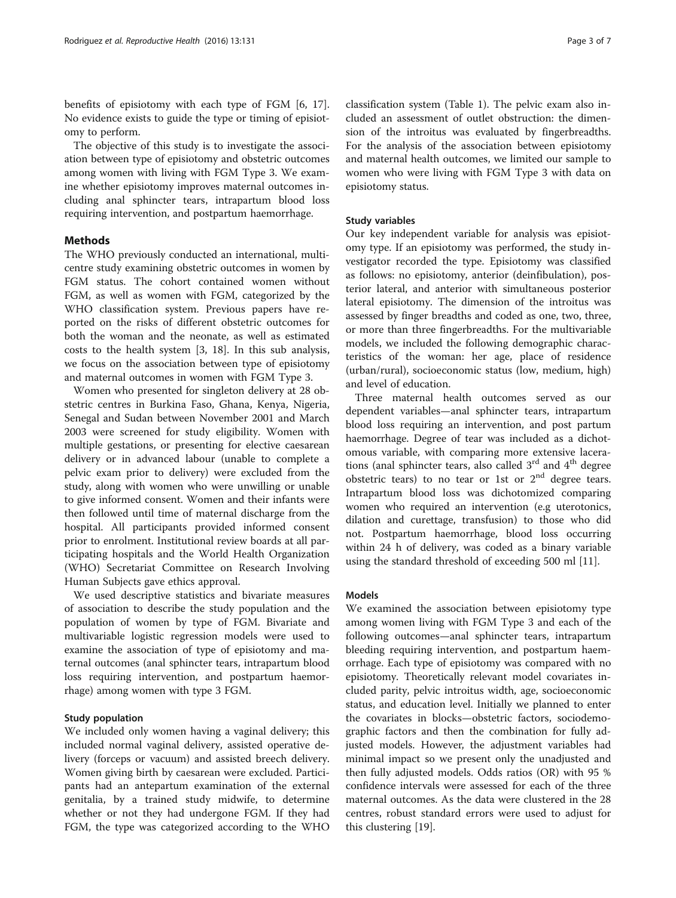benefits of episiotomy with each type of FGM [6, 17]. No evidence exists to guide the type or timing of episiotomy to perform.

The objective of this study is to investigate the association between type of episiotomy and obstetric outcomes among women with living with FGM Type 3. We examine whether episiotomy improves maternal outcomes including anal sphincter tears, intrapartum blood loss requiring intervention, and postpartum haemorrhage.

## Methods

The WHO previously conducted an international, multicentre study examining obstetric outcomes in women by FGM status. The cohort contained women without FGM, as well as women with FGM, categorized by the WHO classification system. Previous papers have reported on the risks of different obstetric outcomes for both the woman and the neonate, as well as estimated costs to the health system [3, 18]. In this sub analysis, we focus on the association between type of episiotomy and maternal outcomes in women with FGM Type 3.

Women who presented for singleton delivery at 28 obstetric centres in Burkina Faso, Ghana, Kenya, Nigeria, Senegal and Sudan between November 2001 and March 2003 were screened for study eligibility. Women with multiple gestations, or presenting for elective caesarean delivery or in advanced labour (unable to complete a pelvic exam prior to delivery) were excluded from the study, along with women who were unwilling or unable to give informed consent. Women and their infants were then followed until time of maternal discharge from the hospital. All participants provided informed consent prior to enrolment. Institutional review boards at all participating hospitals and the World Health Organization (WHO) Secretariat Committee on Research Involving Human Subjects gave ethics approval.

We used descriptive statistics and bivariate measures of association to describe the study population and the population of women by type of FGM. Bivariate and multivariable logistic regression models were used to examine the association of type of episiotomy and maternal outcomes (anal sphincter tears, intrapartum blood loss requiring intervention, and postpartum haemorrhage) among women with type 3 FGM.

### Study population

We included only women having a vaginal delivery; this included normal vaginal delivery, assisted operative delivery (forceps or vacuum) and assisted breech delivery. Women giving birth by caesarean were excluded. Participants had an antepartum examination of the external genitalia, by a trained study midwife, to determine whether or not they had undergone FGM. If they had FGM, the type was categorized according to the WHO classification system (Table 1). The pelvic exam also included an assessment of outlet obstruction: the dimension of the introitus was evaluated by fingerbreadths. For the analysis of the association between episiotomy and maternal health outcomes, we limited our sample to women who were living with FGM Type 3 with data on episiotomy status.

### Study variables

Our key independent variable for analysis was episiotomy type. If an episiotomy was performed, the study investigator recorded the type. Episiotomy was classified as follows: no episiotomy, anterior (deinfibulation), posterior lateral, and anterior with simultaneous posterior lateral episiotomy. The dimension of the introitus was assessed by finger breadths and coded as one, two, three, or more than three fingerbreadths. For the multivariable models, we included the following demographic characteristics of the woman: her age, place of residence (urban/rural), socioeconomic status (low, medium, high) and level of education.

Three maternal health outcomes served as our dependent variables—anal sphincter tears, intrapartum blood loss requiring an intervention, and post partum haemorrhage. Degree of tear was included as a dichotomous variable, with comparing more extensive lacerations (anal sphincter tears, also called 3rd and 4th degree obstetric tears) to no tear or 1st or 2nd degree tears. Intrapartum blood loss was dichotomized comparing women who required an intervention (e.g uterotonics, dilation and curettage, transfusion) to those who did not. Postpartum haemorrhage, blood loss occurring within 24 h of delivery, was coded as a binary variable using the standard threshold of exceeding 500 ml [11].

### Models

We examined the association between episiotomy type among women living with FGM Type 3 and each of the following outcomes—anal sphincter tears, intrapartum bleeding requiring intervention, and postpartum haemorrhage. Each type of episiotomy was compared with no episiotomy. Theoretically relevant model covariates included parity, pelvic introitus width, age, socioeconomic status, and education level. Initially we planned to enter the covariates in blocks—obstetric factors, sociodemographic factors and then the combination for fully adjusted models. However, the adjustment variables had minimal impact so we present only the unadjusted and then fully adjusted models. Odds ratios (OR) with 95 % confidence intervals were assessed for each of the three maternal outcomes. As the data were clustered in the 28 centres, robust standard errors were used to adjust for this clustering [19].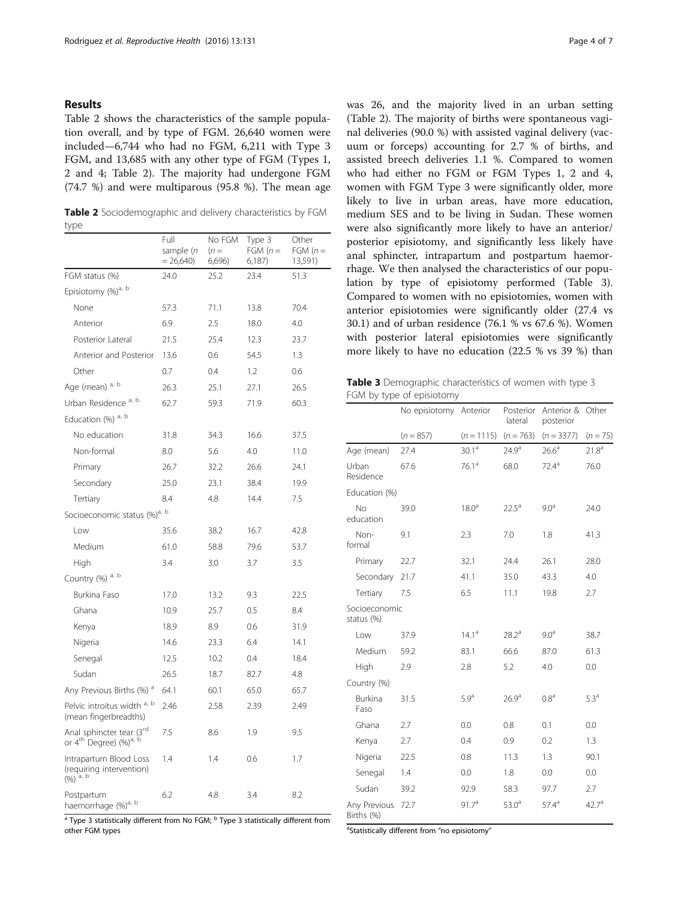## Results

Table 2 shows the characteristics of the sample population overall, and by type of FGM. 26,640 women were included—6,744 who had no FGM, 6,211 with Type 3 FGM, and 13,685 with any other type of FGM (Types 1, 2 and 4; Table 2). The majority had undergone FGM (74.7 %) and were multiparous (95.8 %). The mean age was 26, and the majority lived in an urban setting (Table 2). The majority of births were spontaneous vaginal deliveries (90.0 %) with assisted vaginal delivery (vacuum or forceps) accounting for 2.7 % of births, and assisted breech deliveries 1.1 %. Compared to women who had either no FGM or FGM Types 1, 2 and 4, women with FGM Type 3 were significantly older, more likely to live in urban areas, have more education, medium SES and to be living in Sudan. These women were also significantly more likely to have an anterior/posterior episiotomy, and significantly less likely have anal sphincter, intrapartum and postpartum haemorrhage. We then analysed the characteristics of our population by type of episiotomy performed (Table 3). Compared to women with no episiotomies, women with anterior episiotomies were significantly older (27.4 vs 30.1) and of urban residence (76.1 % vs 67.6 %). Women with posterior lateral episiotomies were significantly more likely to have no education (22.5 % vs 39 %) than

**Table 2** Sociodemographic and delivery characteristics by FGM type

| | Full sample (n = 26,640) | No FGM (n = 6,696) | Type 3 FGM (n = 6,187) | Other FGM (n = 13,591) |
|---|---|---|---|---|
| FGM status (%) | 24.0 | 25.2 | 23.4 | 51.3 |
| Episiotomy (%)[a, b] | | | | |
| None | 57.3 | 71.1 | 13.8 | 70.4 |
| Anterior | 6.9 | 2.5 | 18.0 | 4.0 |
| Posterior Lateral | 21.5 | 25.4 | 12.3 | 23.7 |
| Anterior and Posterior | 13.6 | 0.6 | 54.5 | 1.3 |
| Other | 0.7 | 0.4 | 1.2 | 0.6 |
| Age (mean) [a, b] | 26.3 | 25.1 | 27.1 | 26.5 |
| Urban Residence [a, b] | 62.7 | 59.3 | 71.9 | 60.3 |
| Education (%) [a, b] | | | | |
| No education | 31.8 | 34.3 | 16.6 | 37.5 |
| Non-formal | 8.0 | 5.6 | 4.0 | 11.0 |
| Primary | 26.7 | 32.2 | 26.6 | 24.1 |
| Secondary | 25.0 | 23.1 | 38.4 | 19.9 |
| Tertiary | 8.4 | 4.8 | 14.4 | 7.5 |
| Socioeconomic status (%)[a, b] | | | | |
| Low | 35.6 | 38.2 | 16.7 | 42.8 |
| Medium | 61.0 | 58.8 | 79.6 | 53.7 |
| High | 3.4 | 3.0 | 3.7 | 3.5 |
| Country (%) [a, b] | | | | |
| Burkina Faso | 17.0 | 13.2 | 9.3 | 22.5 |
| Ghana | 10.9 | 25.7 | 0.5 | 8.4 |
| Kenya | 18.9 | 8.9 | 0.6 | 31.9 |
| Nigeria | 14.6 | 23.3 | 6.4 | 14.1 |
| Senegal | 12.5 | 10.2 | 0.4 | 18.4 |
| Sudan | 26.5 | 18.7 | 82.7 | 4.8 |
| Any Previous Births (%) [a] | 64.1 | 60.1 | 65.0 | 65.7 |
| Pelvic introitus width [a, b] (mean fingerbreadths) | 2.46 | 2.58 | 2.39 | 2.49 |
| Anal sphincter tear (3rd or 4th Degree) (%)[a, b] | 7.5 | 8.6 | 1.9 | 9.5 |
| Intrapartum Blood Loss (requiring intervention) (%) [a, b] | 1.4 | 1.4 | 0.6 | 1.7 |
| Postpartum haemorrhage (%)[a, b] | 6.2 | 4.8 | 3.4 | 8.2 |

[a] Type 3 statistically different from No FGM; [b] Type 3 statistically different from other FGM types

**Table 3** Demographic characteristics of women with type 3 FGM by type of episiotomy

| | No episiotomy | Anterior | Posterior lateral | Anterior & posterior | Other |
|---|---|---|---|---|---|
| | (n = 857) | (n = 1115) | (n = 763) | (n = 3377) | (n = 75) |
| Age (mean) | 27.4 | 30.1[a] | 24.9[a] | 26.6[a] | 21.8[a] |
| Urban Residence | 67.6 | 76.1[a] | 68.0 | 72.4[a] | 76.0 |
| Education (%) | | | | | |
| No education | 39.0 | 18.0[a] | 22.5[a] | 9.0[a] | 24.0 |
| Non-formal | 9.1 | 2.3 | 7.0 | 1.8 | 41.3 |
| Primary | 22.7 | 32.1 | 24.4 | 26.1 | 28.0 |
| Secondary | 21.7 | 41.1 | 35.0 | 43.3 | 4.0 |
| Tertiary | 7.5 | 6.5 | 11.1 | 19.8 | 2.7 |
| Socioeconomic status (%) | | | | | |
| Low | 37.9 | 14.1[a] | 28.2[a] | 9.0[a] | 38.7 |
| Medium | 59.2 | 83.1 | 66.6 | 87.0 | 61.3 |
| High | 2.9 | 2.8 | 5.2 | 4.0 | 0.0 |
| Country (%) | | | | | |
| Burkina Faso | 31.5 | 5.9[a] | 26.9[a] | 0.8[a] | 5.3[a] |
| Ghana | 2.7 | 0.0 | 0.8 | 0.1 | 0.0 |
| Kenya | 2.7 | 0.4 | 0.9 | 0.2 | 1.3 |
| Nigeria | 22.5 | 0.8 | 11.3 | 1.3 | 90.1 |
| Senegal | 1.4 | 0.0 | 1.8 | 0.0 | 0.0 |
| Sudan | 39.2 | 92.9 | 58.3 | 97.7 | 2.7 |
| Any Previous Births (%) | 72.7 | 91.7[a] | 53.0[a] | 57.4[a] | 42.7[a] |

[a]Statistically different from "no episiotomy"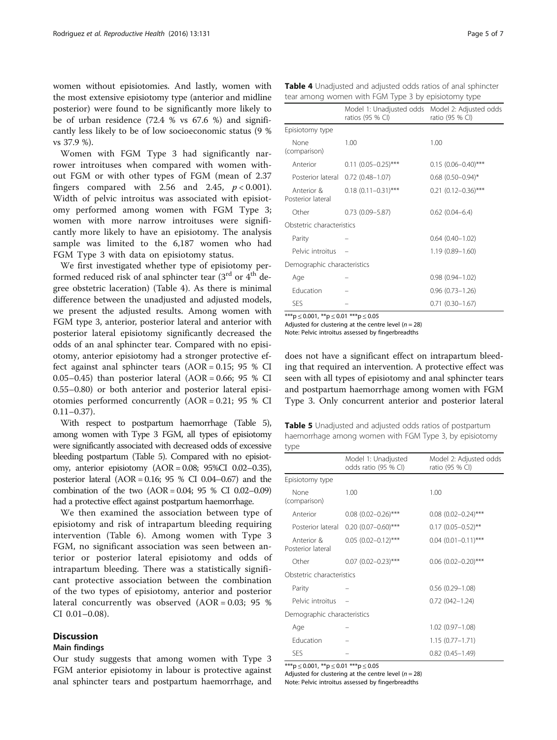women without episiotomies. And lastly, women with the most extensive episiotomy type (anterior and midline posterior) were found to be significantly more likely to be of urban residence (72.4 % vs 67.6 %) and significantly less likely to be of low socioeconomic status (9 % vs 37.9 %).

Women with FGM Type 3 had significantly narrower introituses when compared with women without FGM or with other types of FGM (mean of 2.37 fingers compared with 2.56 and 2.45, $p < 0.001$). Width of pelvic introitus was associated with episiotomy performed among women with FGM Type 3; women with more narrow introituses were significantly more likely to have an episiotomy. The analysis sample was limited to the 6,187 women who had FGM Type 3 with data on episiotomy status.

We first investigated whether type of episiotomy performed reduced risk of anal sphincter tear (3[rd] or 4[th] degree obstetric laceration) (Table 4). As there is minimal difference between the unadjusted and adjusted models, we present the adjusted results. Among women with FGM type 3, anterior, posterior lateral and anterior with posterior lateral episiotomy significantly decreased the odds of an anal sphincter tear. Compared with no episiotomy, anterior episiotomy had a stronger protective effect against anal sphincter tears (AOR = 0.15; 95 % CI 0.05–0.45) than posterior lateral (AOR = 0.66; 95 % CI 0.55–0.80) or both anterior and posterior lateral episiotomies performed concurrently (AOR = 0.21; 95 % CI 0.11–0.37).

With respect to postpartum haemorrhage (Table 5), among women with Type 3 FGM, all types of episiotomy were significantly associated with decreased odds of excessive bleeding postpartum (Table 5). Compared with no episiotomy, anterior episiotomy (AOR = 0.08; 95%CI 0.02–0.35), posterior lateral (AOR = 0.16; 95 % CI 0.04–0.67) and the combination of the two (AOR = 0.04; 95 % CI 0.02–0.09) had a protective effect against postpartum haemorrhage.

We then examined the association between type of episiotomy and risk of intrapartum bleeding requiring intervention (Table 6). Among women with Type 3 FGM, no significant association was seen between anterior or posterior lateral episiotomy and odds of intrapartum bleeding. There was a statistically significant protective association between the combination of the two types of episiotomy, anterior and posterior lateral concurrently was observed (AOR = 0.03; 95 % CI 0.01–0.08).

**Table 4** Unadjusted and adjusted odds ratios of anal sphincter tear among women with FGM Type 3 by episiotomy type

| | Model 1: Unadjusted odds ratios (95 % CI) | Model 2: Adjusted odds ratio (95 % CI) |
|---|---|---|
| Episiotomy type | | |
| None (comparison) | 1.00 | 1.00 |
| Anterior | 0.11 (0.05–0.25)*** | 0.15 (0.06–0.40)*** |
| Posterior lateral | 0.72 (0.48–1.07) | 0.68 (0.50–0.94)* |
| Anterior & Posterior lateral | 0.18 (0.11–0.31)*** | 0.21 (0.12–0.36)*** |
| Other | 0.73 (0.09–5.87) | 0.62 (0.04–6.4) |
| Obstetric characteristics | | |
| Parity | – | 0.64 (0.40–1.02) |
| Pelvic introitus | – | 1.19 (0.89–1.60) |
| Demographic characteristics | | |
| Age | – | 0.98 (0.94–1.02) |
| Education | – | 0.96 (0.73–1.26) |
| SES | – | 0.71 (0.30–1.67) |

***p ≤ 0.001, **p ≤ 0.01 ***p ≤ 0.05

Adjusted for clustering at the centre level ($n = 28$)

Note: Pelvic introitus assessed by fingerbreadths

**Table 5** Unadjusted and adjusted odds ratios of postpartum haemorrhage among women with FGM Type 3, by episiotomy type

| | Model 1: Unadjusted odds ratio (95 % CI) | Model 2: Adjusted odds ratio (95 % CI) |
|---|---|---|
| Episiotomy type | | |
| None (comparison) | 1.00 | 1.00 |
| Anterior | 0.08 (0.02–0.26)*** | 0.08 (0.02–0.24)*** |
| Posterior lateral | 0.20 (0.07–0.60)*** | 0.17 (0.05–0.52)** |
| Anterior & Posterior lateral | 0.05 (0.02–0.12)*** | 0.04 (0.01–0.11)*** |
| Other | 0.07 (0.02–0.23)*** | 0.06 (0.02–0.20)*** |
| Obstetric characteristics | | |
| Parity | – | 0.56 (0.29–1.08) |
| Pelvic introitus | – | 0.72 (042–1.24) |
| Demographic characteristics | | |
| Age | – | 1.02 (0.97–1.08) |
| Education | – | 1.15 (0.77–1.71) |
| SES | – | 0.82 (0.45–1.49) |

***p ≤ 0.001, **p ≤ 0.01 ***p ≤ 0.05

Adjusted for clustering at the centre level ($n = 28$)

Note: Pelvic introitus assessed by fingerbreadths

## Discussion

### Main findings

Our study suggests that among women with Type 3 FGM anterior episiotomy in labour is protective against anal sphincter tears and postpartum haemorrhage, and does not have a significant effect on intrapartum bleeding that required an intervention. A protective effect was seen with all types of episiotomy and anal sphincter tears and postpartum haemorrhage among women with FGM Type 3. Only concurrent anterior and posterior lateral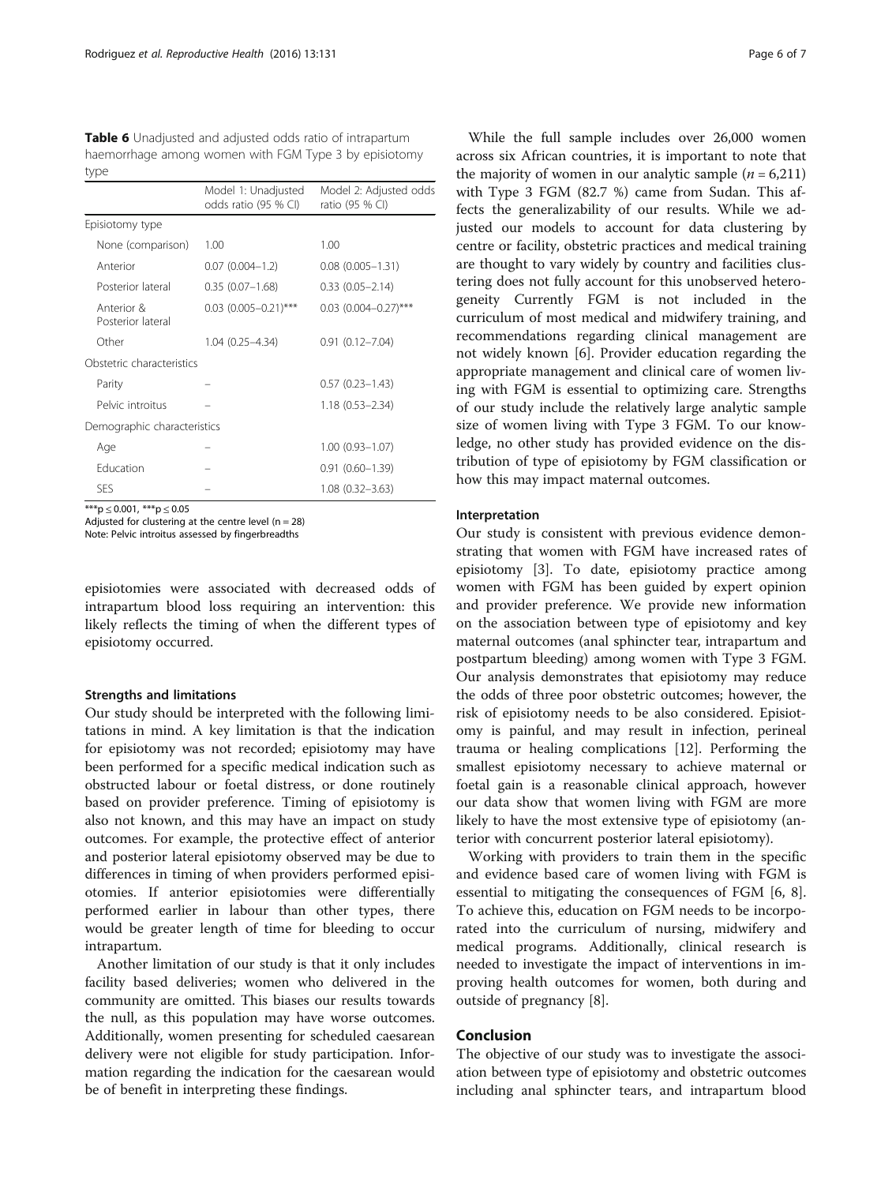**Table 6** Unadjusted and adjusted odds ratio of intrapartum haemorrhage among women with FGM Type 3 by episiotomy type

| | Model 1: Unadjusted odds ratio (95 % CI) | Model 2: Adjusted odds ratio (95 % CI) |
|---|---|---|
| Episiotomy type | | |
| None (comparison) | 1.00 | 1.00 |
| Anterior | 0.07 (0.004–1.2) | 0.08 (0.005–1.31) |
| Posterior lateral | 0.35 (0.07–1.68) | 0.33 (0.05–2.14) |
| Anterior & Posterior lateral | 0.03 (0.005–0.21)*** | 0.03 (0.004–0.27)*** |
| Other | 1.04 (0.25–4.34) | 0.91 (0.12–7.04) |
| Obstetric characteristics | | |
| Parity | – | 0.57 (0.23–1.43) |
| Pelvic introitus | – | 1.18 (0.53–2.34) |
| Demographic characteristics | | |
| Age | – | 1.00 (0.93–1.07) |
| Education | – | 0.91 (0.60–1.39) |
| SES | – | 1.08 (0.32–3.63) |

***p ≤ 0.001, ***p ≤ 0.05
Adjusted for clustering at the centre level (n = 28)
Note: Pelvic introitus assessed by fingerbreadths

episiotomies were associated with decreased odds of intrapartum blood loss requiring an intervention: this likely reflects the timing of when the different types of episiotomy occurred.

### Strengths and limitations

Our study should be interpreted with the following limitations in mind. A key limitation is that the indication for episiotomy was not recorded; episiotomy may have been performed for a specific medical indication such as obstructed labour or foetal distress, or done routinely based on provider preference. Timing of episiotomy is also not known, and this may have an impact on study outcomes. For example, the protective effect of anterior and posterior lateral episiotomy observed may be due to differences in timing of when providers performed episiotomies. If anterior episiotomies were differentially performed earlier in labour than other types, there would be greater length of time for bleeding to occur intrapartum.

Another limitation of our study is that it only includes facility based deliveries; women who delivered in the community are omitted. This biases our results towards the null, as this population may have worse outcomes. Additionally, women presenting for scheduled caesarean delivery were not eligible for study participation. Information regarding the indication for the caesarean would be of benefit in interpreting these findings.

While the full sample includes over 26,000 women across six African countries, it is important to note that the majority of women in our analytic sample ($n = 6,211$) with Type 3 FGM (82.7 %) came from Sudan. This affects the generalizability of our results. While we adjusted our models to account for data clustering by centre or facility, obstetric practices and medical training are thought to vary widely by country and facilities clustering does not fully account for this unobserved heterogeneity Currently FGM is not included in the curriculum of most medical and midwifery training, and recommendations regarding clinical management are not widely known [6]. Provider education regarding the appropriate management and clinical care of women living with FGM is essential to optimizing care. Strengths of our study include the relatively large analytic sample size of women living with Type 3 FGM. To our knowledge, no other study has provided evidence on the distribution of type of episiotomy by FGM classification or how this may impact maternal outcomes.

### Interpretation

Our study is consistent with previous evidence demonstrating that women with FGM have increased rates of episiotomy [3]. To date, episiotomy practice among women with FGM has been guided by expert opinion and provider preference. We provide new information on the association between type of episiotomy and key maternal outcomes (anal sphincter tear, intrapartum and postpartum bleeding) among women with Type 3 FGM. Our analysis demonstrates that episiotomy may reduce the odds of three poor obstetric outcomes; however, the risk of episiotomy needs to be also considered. Episiotomy is painful, and may result in infection, perineal trauma or healing complications [12]. Performing the smallest episiotomy necessary to achieve maternal or foetal gain is a reasonable clinical approach, however our data show that women living with FGM are more likely to have the most extensive type of episiotomy (anterior with concurrent posterior lateral episiotomy).

Working with providers to train them in the specific and evidence based care of women living with FGM is essential to mitigating the consequences of FGM [6, 8]. To achieve this, education on FGM needs to be incorporated into the curriculum of nursing, midwifery and medical programs. Additionally, clinical research is needed to investigate the impact of interventions in improving health outcomes for women, both during and outside of pregnancy [8].

## Conclusion

The objective of our study was to investigate the association between type of episiotomy and obstetric outcomes including anal sphincter tears, and intrapartum blood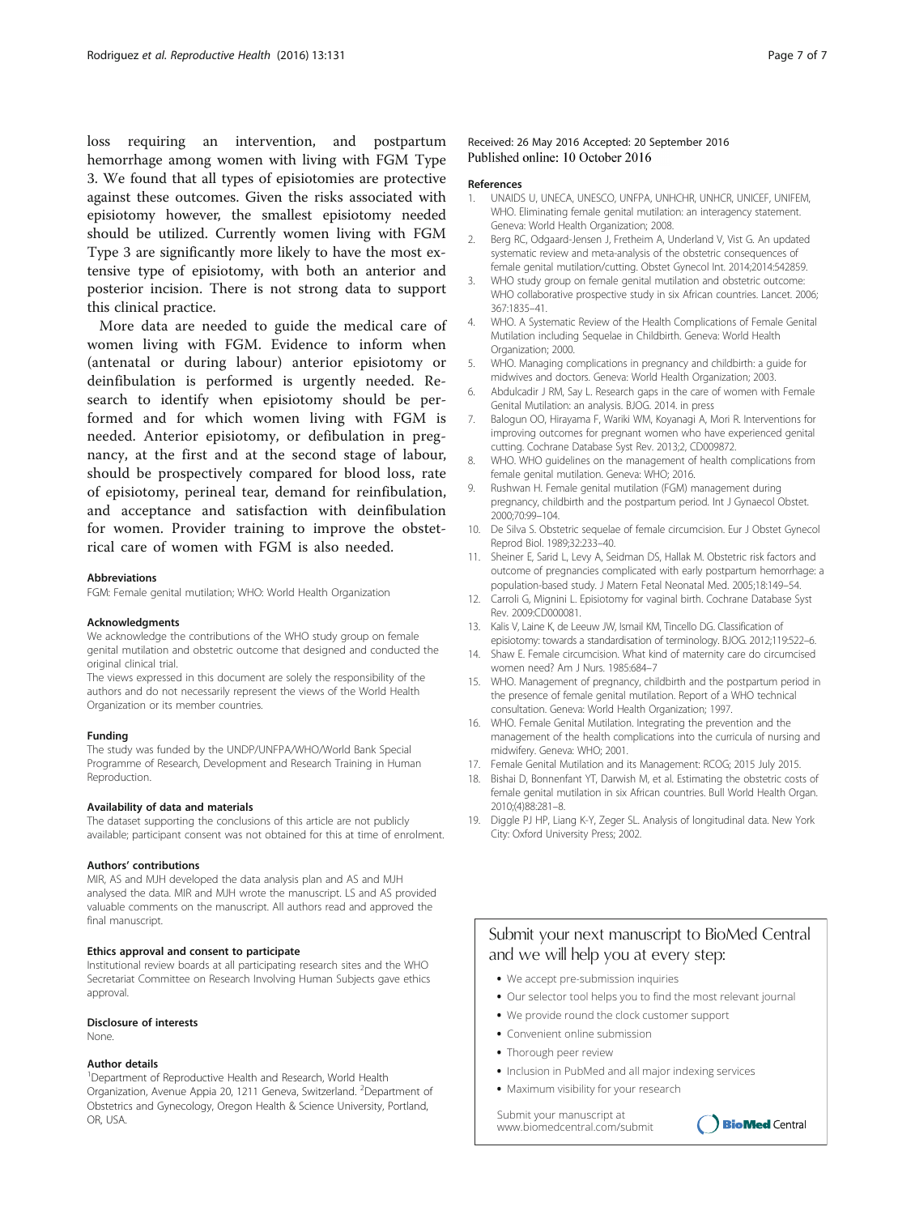loss requiring an intervention, and postpartum hemorrhage among women with living with FGM Type 3. We found that all types of episiotomies are protective against these outcomes. Given the risks associated with episiotomy however, the smallest episiotomy needed should be utilized. Currently women living with FGM Type 3 are significantly more likely to have the most extensive type of episiotomy, with both an anterior and posterior incision. There is not strong data to support this clinical practice.

More data are needed to guide the medical care of women living with FGM. Evidence to inform when (antenatal or during labour) anterior episiotomy or deinfibulation is performed is urgently needed. Research to identify when episiotomy should be performed and for which women living with FGM is needed. Anterior episiotomy, or defibulation in pregnancy, at the first and at the second stage of labour, should be prospectively compared for blood loss, rate of episiotomy, perineal tear, demand for reinfibulation, and acceptance and satisfaction with deinfibulation for women. Provider training to improve the obstetrical care of women with FGM is also needed.

### Abbreviations

FGM: Female genital mutilation; WHO: World Health Organization

### Acknowledgments

We acknowledge the contributions of the WHO study group on female genital mutilation and obstetric outcome that designed and conducted the original clinical trial.

The views expressed in this document are solely the responsibility of the authors and do not necessarily represent the views of the World Health Organization or its member countries.

### Funding

The study was funded by the UNDP/UNFPA/WHO/World Bank Special Programme of Research, Development and Research Training in Human Reproduction.

### Availability of data and materials

The dataset supporting the conclusions of this article are not publicly available; participant consent was not obtained for this at time of enrolment.

### Authors' contributions

MIR, AS and MJH developed the data analysis plan and AS and MJH analysed the data. MIR and MJH wrote the manuscript. LS and AS provided valuable comments on the manuscript. All authors read and approved the final manuscript.

### Ethics approval and consent to participate

Institutional review boards at all participating research sites and the WHO Secretariat Committee on Research Involving Human Subjects gave ethics approval.

### Disclosure of interests

None.

### Author details

[1]Department of Reproductive Health and Research, World Health Organization, Avenue Appia 20, 1211 Geneva, Switzerland. [2]Department of Obstetrics and Gynecology, Oregon Health & Science University, Portland, OR, USA.

Received: 26 May 2016 Accepted: 20 September 2016
Published online: 10 October 2016

### References

1. UNAIDS U, UNECA, UNESCO, UNFPA, UNHCHR, UNHCR, UNICEF, UNIFEM, WHO. Eliminating female genital mutilation: an interagency statement. Geneva: World Health Organization; 2008.
2. Berg RC, Odgaard-Jensen J, Fretheim A, Underland V, Vist G. An updated systematic review and meta-analysis of the obstetric consequences of female genital mutilation/cutting. Obstet Gynecol Int. 2014;2014:542859.
3. WHO study group on female genital mutilation and obstetric outcome: WHO collaborative prospective study in six African countries. Lancet. 2006; 367:1835–41.
4. WHO. A Systematic Review of the Health Complications of Female Genital Mutilation including Sequelae in Childbirth. Geneva: World Health Organization; 2000.
5. WHO. Managing complications in pregnancy and childbirth: a guide for midwives and doctors. Geneva: World Health Organization; 2003.
6. Abdulcadir J RM, Say L. Research gaps in the care of women with Female Genital Mutilation: an analysis. BJOG. 2014. in press
7. Balogun OO, Hirayama F, Wariki WM, Koyanagi A, Mori R. Interventions for improving outcomes for pregnant women who have experienced genital cutting. Cochrane Database Syst Rev. 2013;2, CD009872.
8. WHO. WHO guidelines on the management of health complications from female genital mutilation. Geneva: WHO; 2016.
9. Rushwan H. Female genital mutilation (FGM) management during pregnancy, childbirth and the postpartum period. Int J Gynaecol Obstet. 2000;70:99–104.
10. De Silva S. Obstetric sequelae of female circumcision. Eur J Obstet Gynecol Reprod Biol. 1989;32:233–40.
11. Sheiner E, Sarid L, Levy A, Seidman DS, Hallak M. Obstetric risk factors and outcome of pregnancies complicated with early postpartum hemorrhage: a population-based study. J Matern Fetal Neonatal Med. 2005;18:149–54.
12. Carroli G, Mignini L. Episiotomy for vaginal birth. Cochrane Database Syst Rev. 2009:CD000081.
13. Kalis V, Laine K, de Leeuw JW, Ismail KM, Tincello DG. Classification of episiotomy: towards a standardisation of terminology. BJOG. 2012;119:522–6.
14. Shaw E. Female circumcision. What kind of maternity care do circumcised women need? Am J Nurs. 1985:684–7
15. WHO. Management of pregnancy, childbirth and the postpartum period in the presence of female genital mutilation. Report of a WHO technical consultation. Geneva: World Health Organization; 1997.
16. WHO. Female Genital Mutilation. Integrating the prevention and the management of the health complications into the curricula of nursing and midwifery. Geneva: WHO; 2001.
17. Female Genital Mutilation and its Management: RCOG; 2015 July 2015.
18. Bishai D, Bonnenfant YT, Darwish M, et al. Estimating the obstetric costs of female genital mutilation in six African countries. Bull World Health Organ. 2010;(4)88:281–8.
19. Diggle PJ HP, Liang K-Y, Zeger SL. Analysis of longitudinal data. New York City: Oxford University Press; 2002.

Submit your next manuscript to BioMed Central and we will help you at every step:

- We accept pre-submission inquiries
- Our selector tool helps you to find the most relevant journal
- We provide round the clock customer support
- Convenient online submission
- Thorough peer review
- Inclusion in PubMed and all major indexing services
- Maximum visibility for your research

Submit your manuscript at
www.biomedcentral.com/submit

BioMed Central